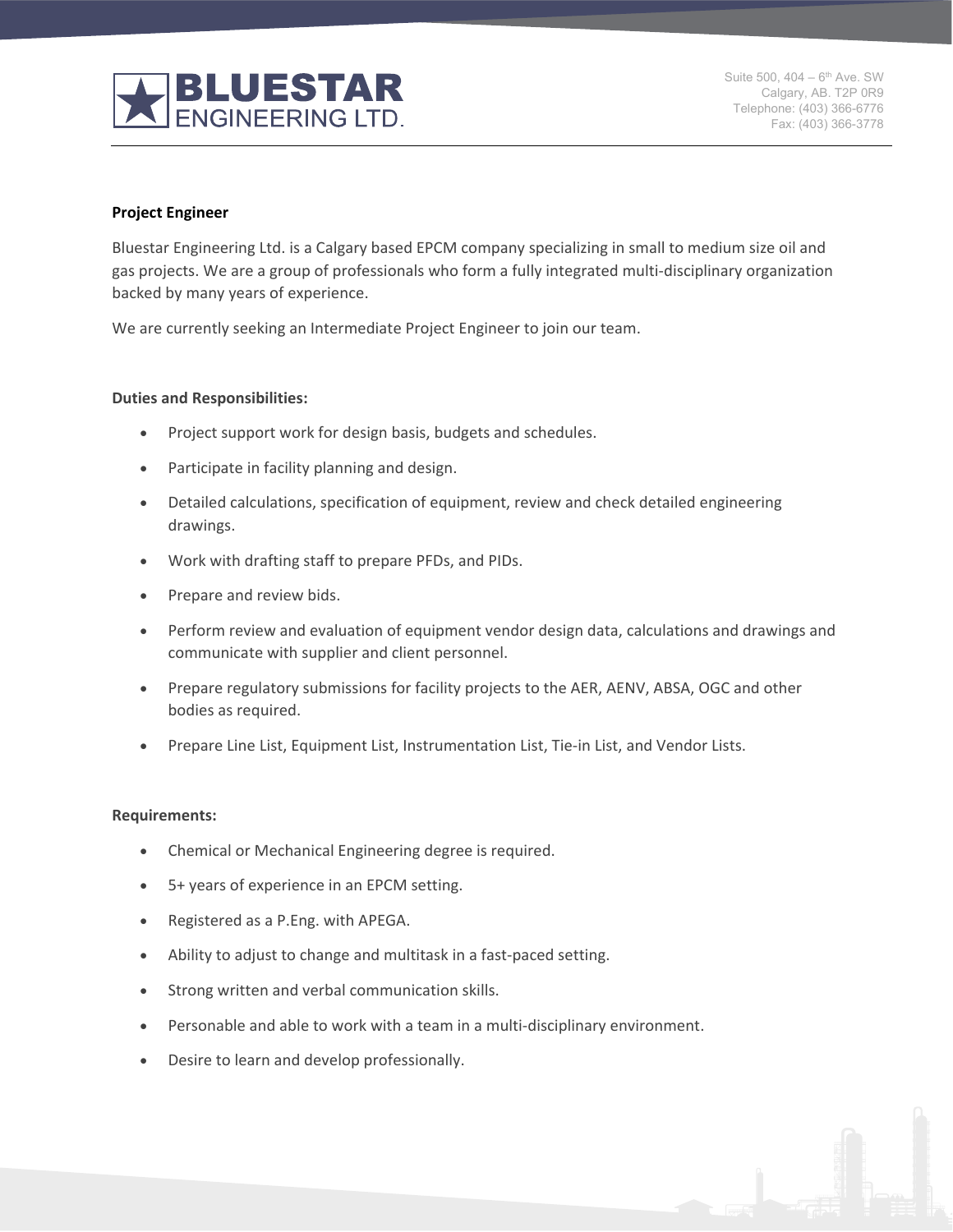**BLUESTAR ENGINEERING LTD.**

Suite 500, 404 – 6th Ave. SW
Calgary, AB. T2P 0R9
Telephone: (403) 366-6776
Fax: (403) 366-3778

**Project Engineer**

Bluestar Engineering Ltd. is a Calgary based EPCM company specializing in small to medium size oil and gas projects. We are a group of professionals who form a fully integrated multi-disciplinary organization backed by many years of experience.

We are currently seeking an Intermediate Project Engineer to join our team.

**Duties and Responsibilities:**

- Project support work for design basis, budgets and schedules.
- Participate in facility planning and design.
- Detailed calculations, specification of equipment, review and check detailed engineering drawings.
- Work with drafting staff to prepare PFDs, and PIDs.
- Prepare and review bids.
- Perform review and evaluation of equipment vendor design data, calculations and drawings and communicate with supplier and client personnel.
- Prepare regulatory submissions for facility projects to the AER, AENV, ABSA, OGC and other bodies as required.
- Prepare Line List, Equipment List, Instrumentation List, Tie-in List, and Vendor Lists.

**Requirements:**

- Chemical or Mechanical Engineering degree is required.
- 5+ years of experience in an EPCM setting.
- Registered as a P.Eng. with APEGA.
- Ability to adjust to change and multitask in a fast-paced setting.
- Strong written and verbal communication skills.
- Personable and able to work with a team in a multi-disciplinary environment.
- Desire to learn and develop professionally.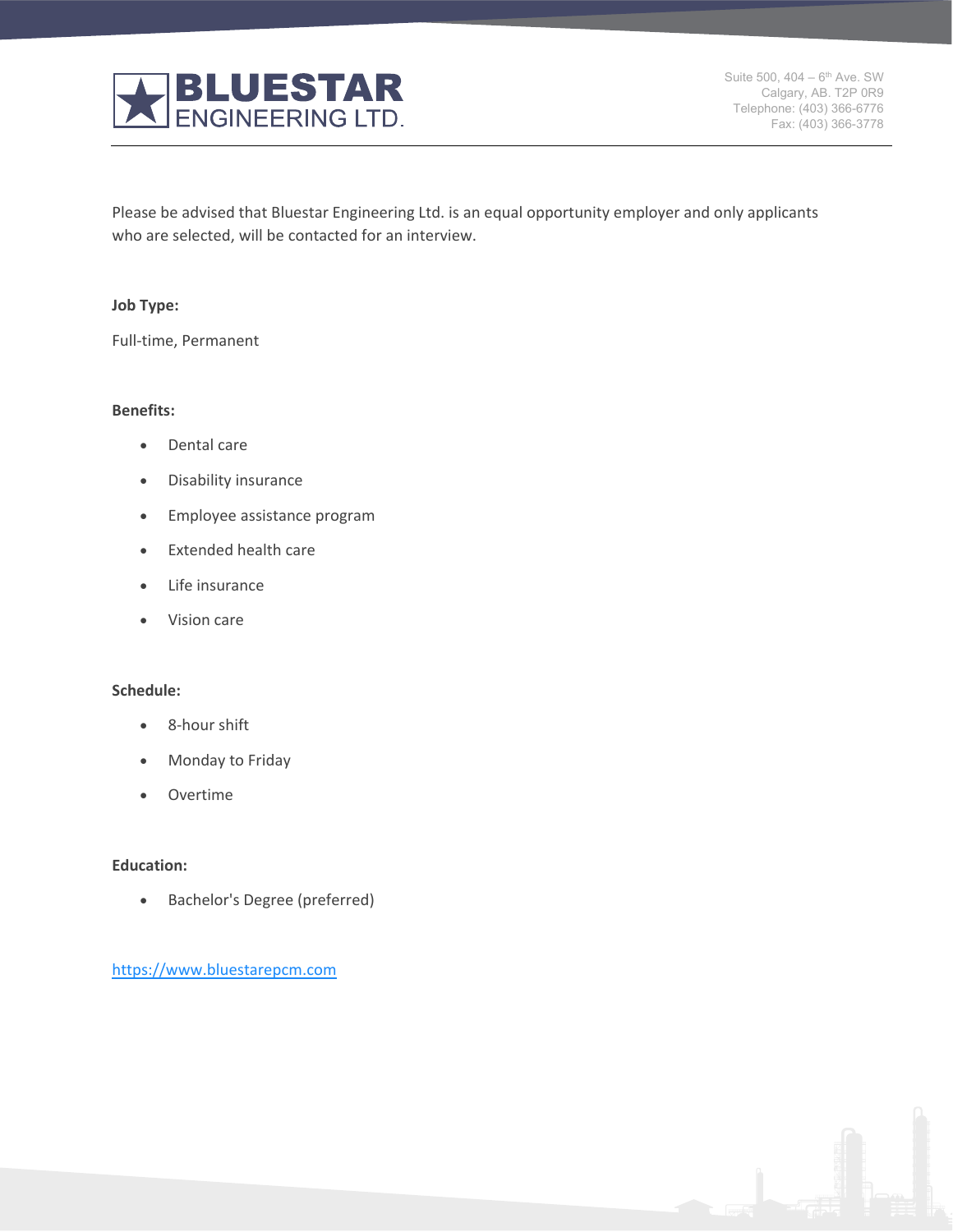Please be advised that Bluestar Engineering Ltd. is an equal opportunity employer and only applicants who are selected, will be contacted for an interview.

**Job Type:**

Full-time, Permanent

**Benefits:**

- Dental care
- Disability insurance
- Employee assistance program
- Extended health care
- Life insurance
- Vision care

**Schedule:**

- 8-hour shift
- Monday to Friday
- Overtime

**Education:**

- Bachelor's Degree (preferred)

https://www.bluestarepcm.com